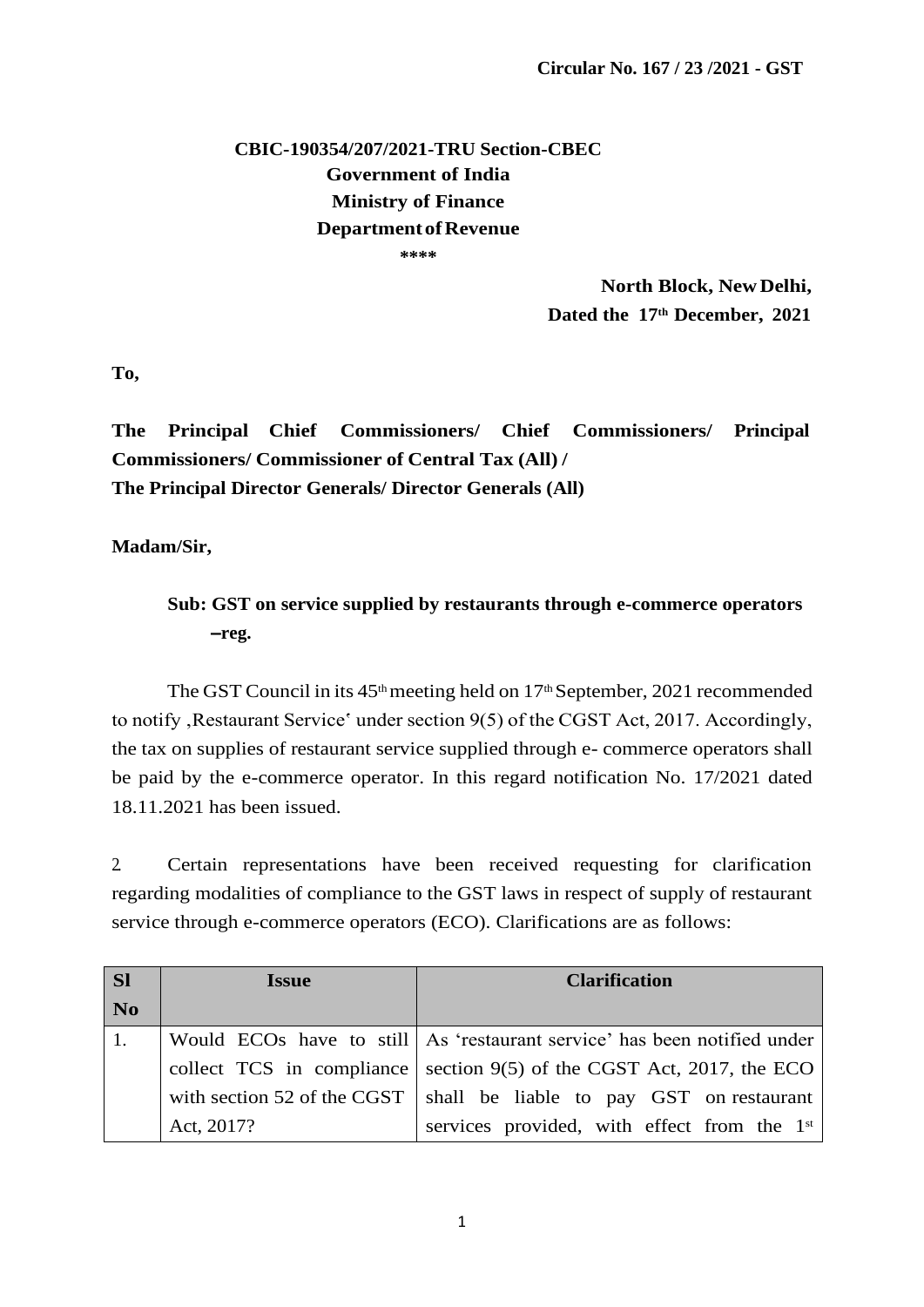**Circular No. 167 / 23 /2021 - GST**

**CBIC-190354/207/2021-TRU Section-CBEC**
**Government of India**
**Ministry of Finance**
**Department of Revenue**
**\*\*\*\***

**North Block, New Delhi,**
**Dated the 17th December, 2021**

**To,**

**The Principal Chief Commissioners/ Chief Commissioners/ Principal Commissioners/ Commissioner of Central Tax (All) /**
**The Principal Director Generals/ Director Generals (All)**

**Madam/Sir,**

**Sub: GST on service supplied by restaurants through e-commerce operators –reg.**

The GST Council in its 45th meeting held on 17th September, 2021 recommended to notify ‚Restaurant Service' under section 9(5) of the CGST Act, 2017. Accordingly, the tax on supplies of restaurant service supplied through e- commerce operators shall be paid by the e-commerce operator. In this regard notification No. 17/2021 dated 18.11.2021 has been issued.

2 Certain representations have been received requesting for clarification regarding modalities of compliance to the GST laws in respect of supply of restaurant service through e-commerce operators (ECO). Clarifications are as follows:

| Sl No | Issue | Clarification |
|---|---|---|
| 1. | Would ECOs have to still collect TCS in compliance with section 52 of the CGST Act, 2017? | As 'restaurant service' has been notified under section 9(5) of the CGST Act, 2017, the ECO shall be liable to pay GST on restaurant services provided, with effect from the 1st |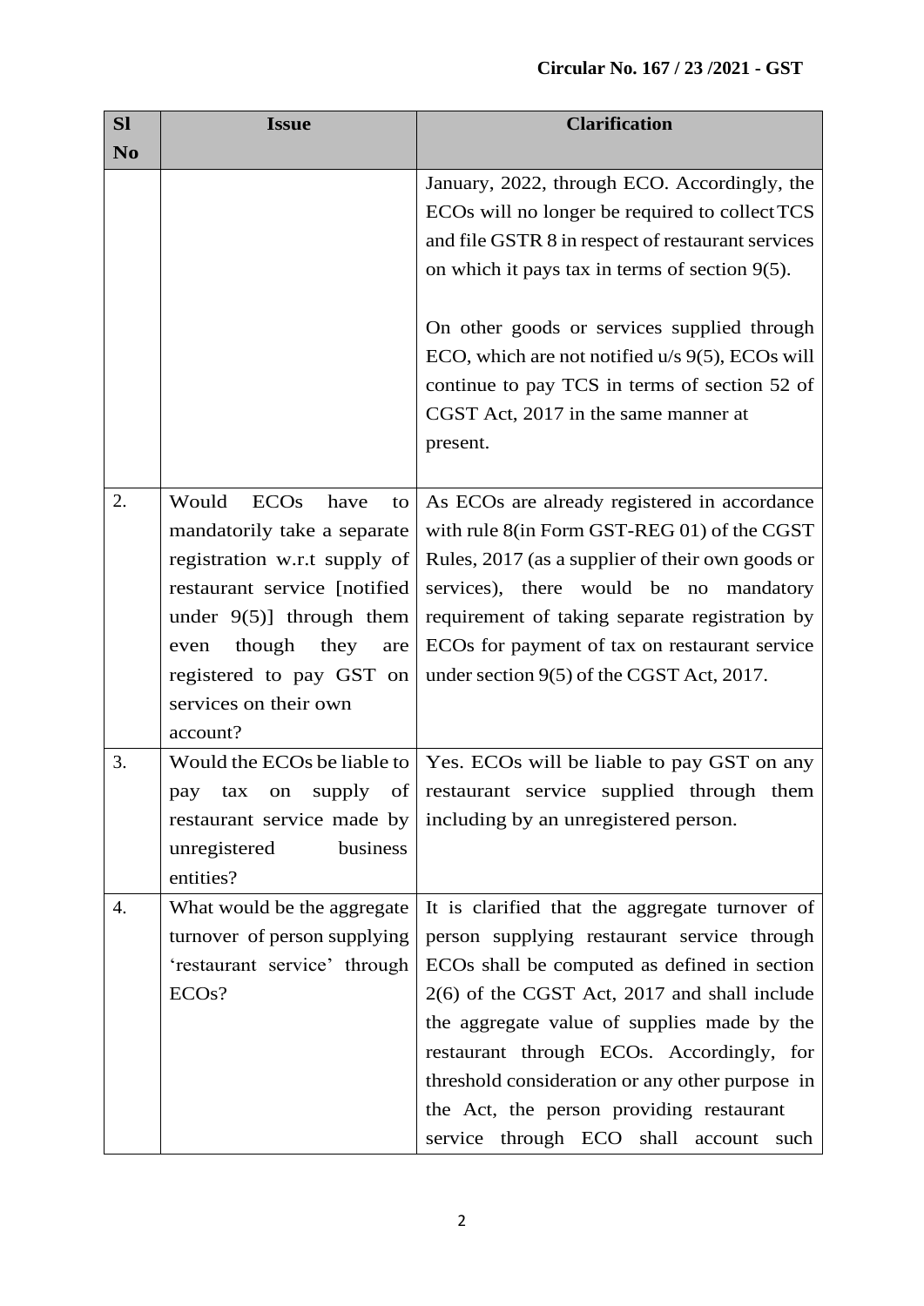| Sl No | Issue | Clarification |
|---|---|---|
| | | January, 2022, through ECO. Accordingly, the ECOs will no longer be required to collect TCS and file GSTR 8 in respect of restaurant services on which it pays tax in terms of section 9(5).<br><br>On other goods or services supplied through ECO, which are not notified u/s 9(5), ECOs will continue to pay TCS in terms of section 52 of CGST Act, 2017 in the same manner at present. |
| 2. | Would ECOs have to mandatorily take a separate registration w.r.t supply of restaurant service [notified under 9(5)] through them even though they are registered to pay GST on services on their own account? | As ECOs are already registered in accordance with rule 8(in Form GST-REG 01) of the CGST Rules, 2017 (as a supplier of their own goods or services), there would be no mandatory requirement of taking separate registration by ECOs for payment of tax on restaurant service under section 9(5) of the CGST Act, 2017. |
| 3. | Would the ECOs be liable to pay tax on supply of restaurant service made by unregistered business entities? | Yes. ECOs will be liable to pay GST on any restaurant service supplied through them including by an unregistered person. |
| 4. | What would be the aggregate turnover of person supplying 'restaurant service' through ECOs? | It is clarified that the aggregate turnover of person supplying restaurant service through ECOs shall be computed as defined in section 2(6) of the CGST Act, 2017 and shall include the aggregate value of supplies made by the restaurant through ECOs. Accordingly, for threshold consideration or any other purpose in the Act, the person providing restaurant service through ECO shall account such |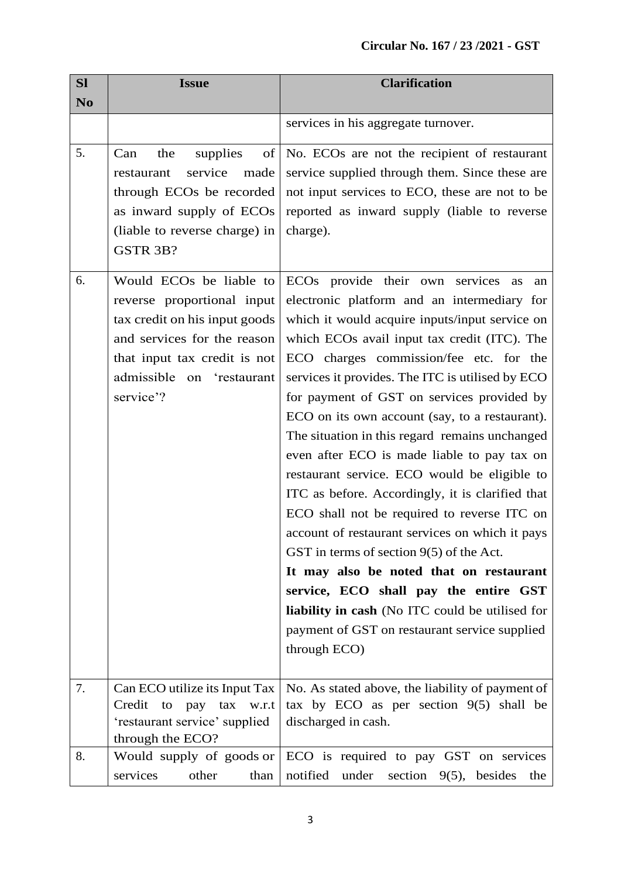| Sl No | Issue | Clarification |
|---|---|---|
| | | services in his aggregate turnover. |
| 5. | Can the supplies of restaurant service made through ECOs be recorded as inward supply of ECOs (liable to reverse charge) in GSTR 3B? | No. ECOs are not the recipient of restaurant service supplied through them. Since these are not input services to ECO, these are not to be reported as inward supply (liable to reverse charge). |
| 6. | Would ECOs be liable to reverse proportional input tax credit on his input goods and services for the reason that input tax credit is not admissible on 'restaurant service'? | ECOs provide their own services as an electronic platform and an intermediary for which it would acquire inputs/input service on which ECOs avail input tax credit (ITC). The ECO charges commission/fee etc. for the services it provides. The ITC is utilised by ECO for payment of GST on services provided by ECO on its own account (say, to a restaurant). The situation in this regard remains unchanged even after ECO is made liable to pay tax on restaurant service. ECO would be eligible to ITC as before. Accordingly, it is clarified that ECO shall not be required to reverse ITC on account of restaurant services on which it pays GST in terms of section 9(5) of the Act. **It may also be noted that on restaurant service, ECO shall pay the entire GST liability in cash** (No ITC could be utilised for payment of GST on restaurant service supplied through ECO) |
| 7. | Can ECO utilize its Input Tax Credit to pay tax w.r.t 'restaurant service' supplied through the ECO? | No. As stated above, the liability of payment of tax by ECO as per section 9(5) shall be discharged in cash. |
| 8. | Would supply of goods or services other than | ECO is required to pay GST on services notified under section 9(5), besides the |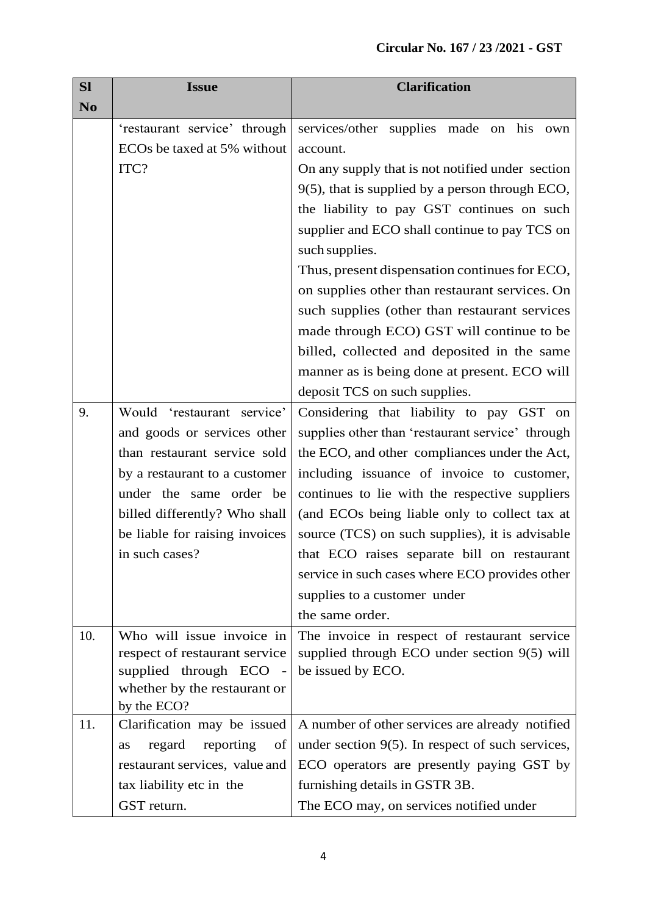| Sl No | Issue | Clarification |
|---|---|---|
| | 'restaurant service' through ECOs be taxed at 5% without ITC? | services/other supplies made on his own account. On any supply that is not notified under section 9(5), that is supplied by a person through ECO, the liability to pay GST continues on such supplier and ECO shall continue to pay TCS on such supplies. Thus, present dispensation continues for ECO, on supplies other than restaurant services. On such supplies (other than restaurant services made through ECO) GST will continue to be billed, collected and deposited in the same manner as is being done at present. ECO will deposit TCS on such supplies. |
| 9. | Would 'restaurant service' and goods or services other than restaurant service sold by a restaurant to a customer under the same order be billed differently? Who shall be liable for raising invoices in such cases? | Considering that liability to pay GST on supplies other than 'restaurant service' through the ECO, and other compliances under the Act, including issuance of invoice to customer, continues to lie with the respective suppliers (and ECOs being liable only to collect tax at source (TCS) on such supplies), it is advisable that ECO raises separate bill on restaurant service in such cases where ECO provides other supplies to a customer under the same order. |
| 10. | Who will issue invoice in respect of restaurant service supplied through ECO - whether by the restaurant or by the ECO? | The invoice in respect of restaurant service supplied through ECO under section 9(5) will be issued by ECO. |
| 11. | Clarification may be issued as regard reporting of restaurant services, value and tax liability etc in the GST return. | A number of other services are already notified under section 9(5). In respect of such services, ECO operators are presently paying GST by furnishing details in GSTR 3B. The ECO may, on services notified under |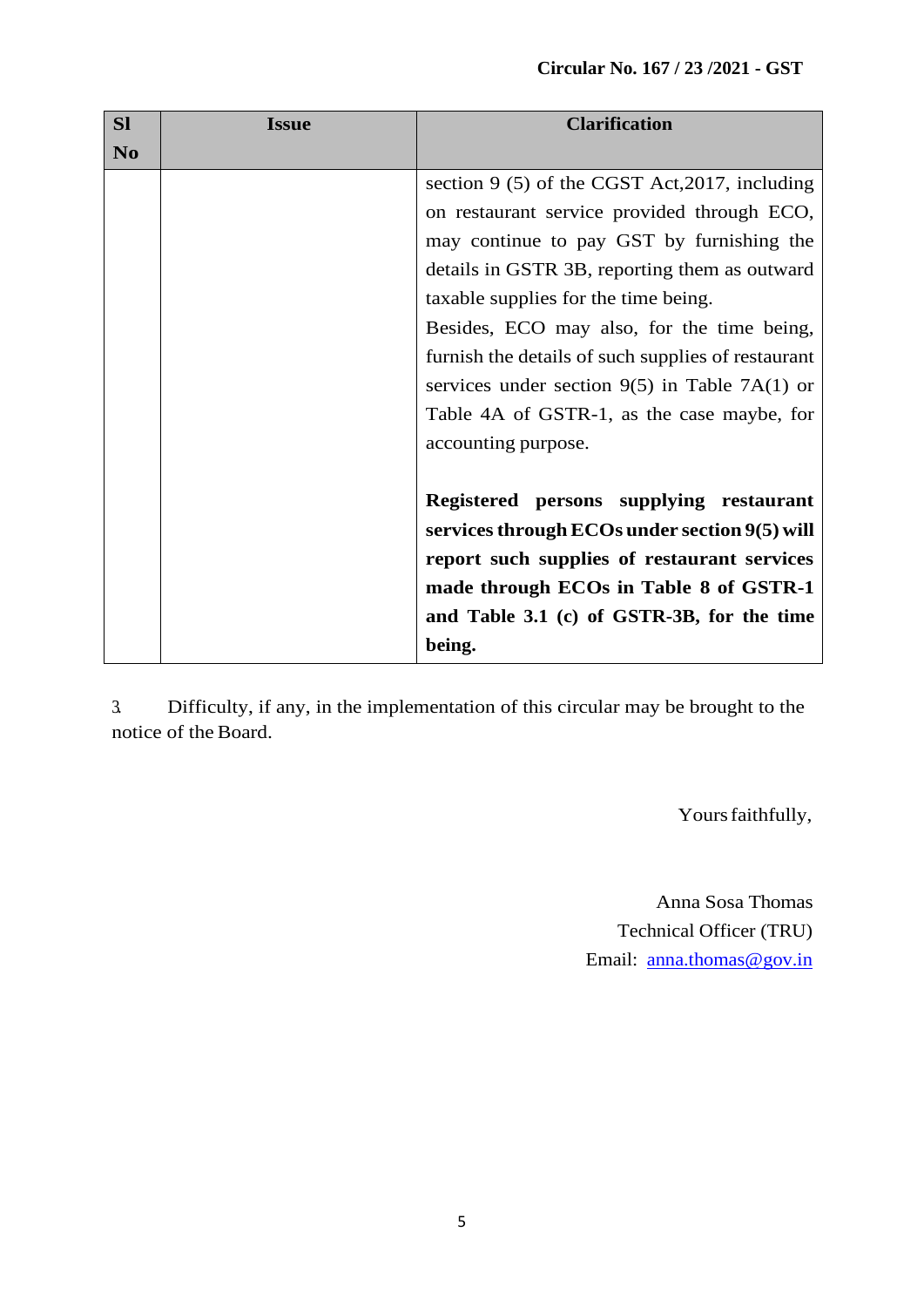Circular No. 167 / 23 /2021 - GST

| Sl No | Issue | Clarification |
|---|---|---|
| | | section 9 (5) of the CGST Act,2017, including on restaurant service provided through ECO, may continue to pay GST by furnishing the details in GSTR 3B, reporting them as outward taxable supplies for the time being.<br>Besides, ECO may also, for the time being, furnish the details of such supplies of restaurant services under section 9(5) in Table 7A(1) or Table 4A of GSTR-1, as the case maybe, for accounting purpose.<br><br>**Registered persons supplying restaurant services through ECOs under section 9(5) will report such supplies of restaurant services made through ECOs in Table 8 of GSTR-1 and Table 3.1 (c) of GSTR-3B, for the time being.** |

3. Difficulty, if any, in the implementation of this circular may be brought to the notice of the Board.

Yours faithfully,

Anna Sosa Thomas
Technical Officer (TRU)
Email: anna.thomas@gov.in